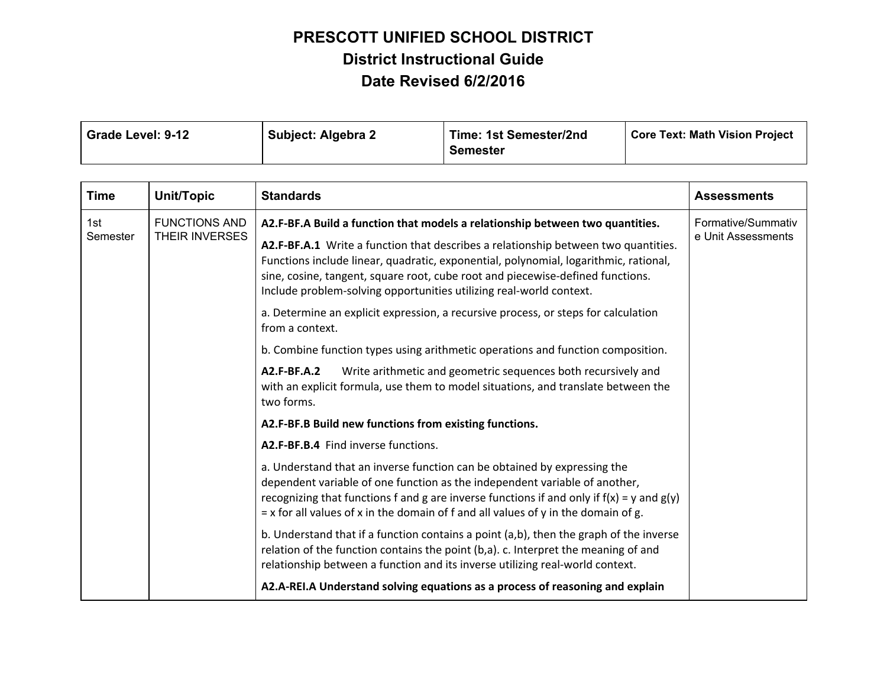# PRESCOTT UNIFIED SCHOOL DISTRICT
## District Instructional Guide
## Date Revised 6/2/2016

| Grade Level: 9-12 | Subject: Algebra 2 | Time: 1st Semester/2nd Semester | Core Text: Math Vision Project |
|---|---|---|---|

| Time | Unit/Topic | Standards | Assessments |
|---|---|---|---|
| 1st Semester | FUNCTIONS AND THEIR INVERSES | **A2.F-BF.A Build a function that models a relationship between two quantities.**<br><br>**A2.F-BF.A.1** Write a function that describes a relationship between two quantities. Functions include linear, quadratic, exponential, polynomial, logarithmic, rational, sine, cosine, tangent, square root, cube root and piecewise-defined functions. Include problem-solving opportunities utilizing real-world context.<br><br>a. Determine an explicit expression, a recursive process, or steps for calculation from a context.<br><br>b. Combine function types using arithmetic operations and function composition.<br><br>**A2.F-BF.A.2** Write arithmetic and geometric sequences both recursively and with an explicit formula, use them to model situations, and translate between the two forms.<br><br>**A2.F-BF.B Build new functions from existing functions.**<br><br>**A2.F-BF.B.4** Find inverse functions.<br><br>a. Understand that an inverse function can be obtained by expressing the dependent variable of one function as the independent variable of another, recognizing that functions f and g are inverse functions if and only if $f(x) = y$ and $g(y) = x$ for all values of x in the domain of f and all values of y in the domain of g.<br><br>b. Understand that if a function contains a point (a,b), then the graph of the inverse relation of the function contains the point (b,a). c. Interpret the meaning of and relationship between a function and its inverse utilizing real-world context.<br><br>**A2.A-REI.A Understand solving equations as a process of reasoning and explain** | Formative/Summative Unit Assessments |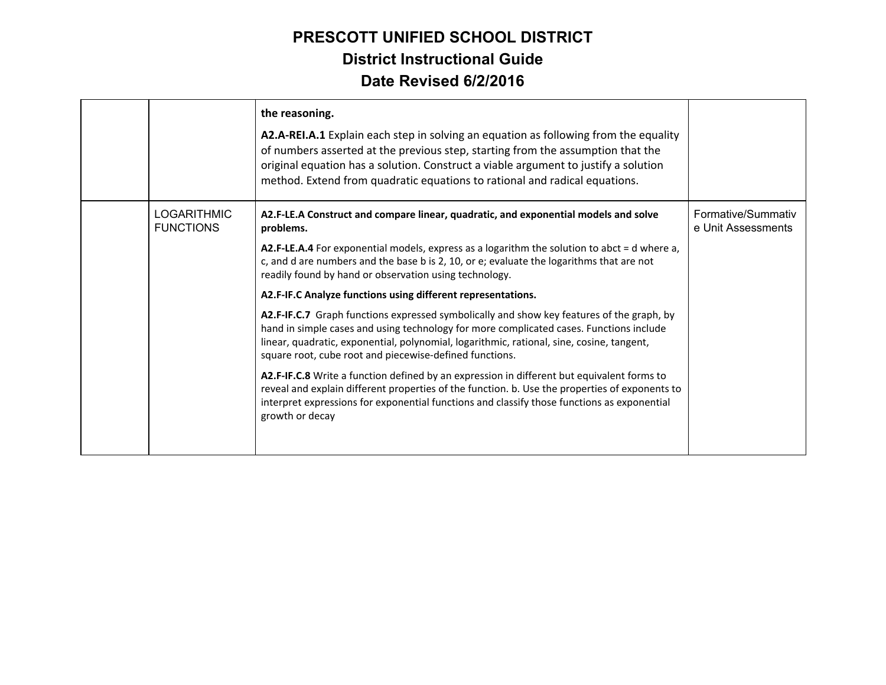# PRESCOTT UNIFIED SCHOOL DISTRICT
## District Instructional Guide
## Date Revised 6/2/2016

| | | | |
|---|---|---|---|
| | | **the reasoning.**<br><br>**A2.A-REI.A.1** Explain each step in solving an equation as following from the equality of numbers asserted at the previous step, starting from the assumption that the original equation has a solution. Construct a viable argument to justify a solution method. Extend from quadratic equations to rational and radical equations. | |
| | LOGARITHMIC FUNCTIONS | **A2.F-LE.A Construct and compare linear, quadratic, and exponential models and solve problems.**<br><br>**A2.F-LE.A.4** For exponential models, express as a logarithm the solution to abct = d where a, c, and d are numbers and the base b is 2, 10, or e; evaluate the logarithms that are not readily found by hand or observation using technology.<br><br>**A2.F-IF.C Analyze functions using different representations.**<br><br>**A2.F-IF.C.7** Graph functions expressed symbolically and show key features of the graph, by hand in simple cases and using technology for more complicated cases. Functions include linear, quadratic, exponential, polynomial, logarithmic, rational, sine, cosine, tangent, square root, cube root and piecewise-defined functions.<br><br>**A2.F-IF.C.8** Write a function defined by an expression in different but equivalent forms to reveal and explain different properties of the function. b. Use the properties of exponents to interpret expressions for exponential functions and classify those functions as exponential growth or decay | Formative/Summative Unit Assessments |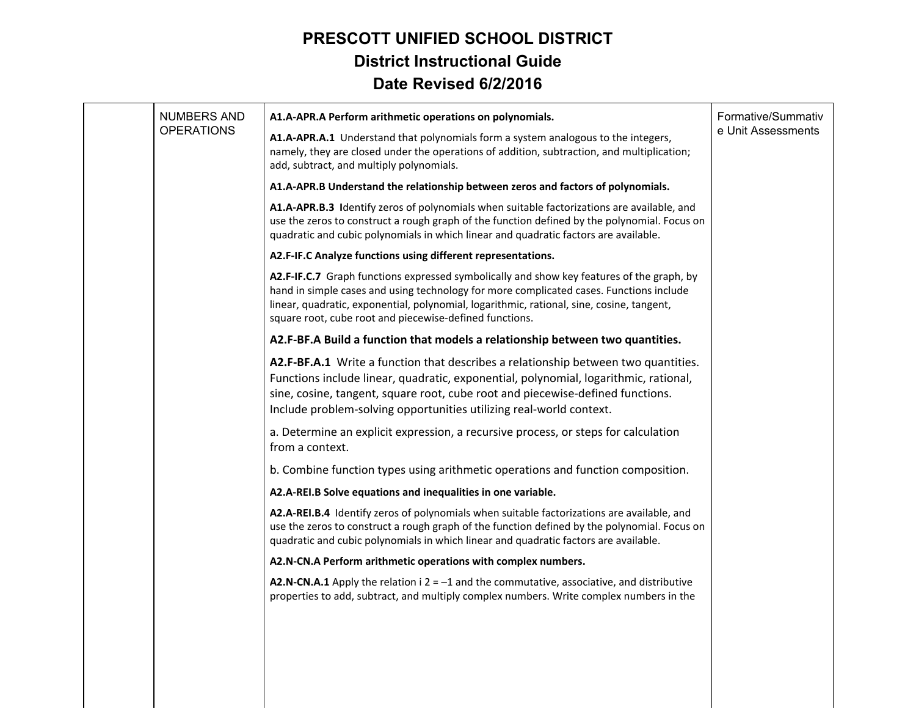# PRESCOTT UNIFIED SCHOOL DISTRICT

## District Instructional Guide

## Date Revised 6/2/2016

| | | | |
|---|---|---|---|
| | NUMBERS AND OPERATIONS | **A1.A-APR.A Perform arithmetic operations on polynomials.**<br><br>**A1.A-APR.A.1** Understand that polynomials form a system analogous to the integers, namely, they are closed under the operations of addition, subtraction, and multiplication; add, subtract, and multiply polynomials.<br><br>**A1.A-APR.B Understand the relationship between zeros and factors of polynomials.**<br><br>**A1.A-APR.B.3** Identify zeros of polynomials when suitable factorizations are available, and use the zeros to construct a rough graph of the function defined by the polynomial. Focus on quadratic and cubic polynomials in which linear and quadratic factors are available.<br><br>**A2.F-IF.C Analyze functions using different representations.**<br><br>**A2.F-IF.C.7** Graph functions expressed symbolically and show key features of the graph, by hand in simple cases and using technology for more complicated cases. Functions include linear, quadratic, exponential, polynomial, logarithmic, rational, sine, cosine, tangent, square root, cube root and piecewise-defined functions.<br><br>**A2.F-BF.A Build a function that models a relationship between two quantities.**<br><br>**A2.F-BF.A.1** Write a function that describes a relationship between two quantities. Functions include linear, quadratic, exponential, polynomial, logarithmic, rational, sine, cosine, tangent, square root, cube root and piecewise-defined functions. Include problem-solving opportunities utilizing real-world context.<br><br>a. Determine an explicit expression, a recursive process, or steps for calculation from a context.<br><br>b. Combine function types using arithmetic operations and function composition.<br><br>**A2.A-REI.B Solve equations and inequalities in one variable.**<br><br>**A2.A-REI.B.4** Identify zeros of polynomials when suitable factorizations are available, and use the zeros to construct a rough graph of the function defined by the polynomial. Focus on quadratic and cubic polynomials in which linear and quadratic factors are available.<br><br>**A2.N-CN.A Perform arithmetic operations with complex numbers.**<br><br>**A2.N-CN.A.1** Apply the relation $i^2 = -1$ and the commutative, associative, and distributive properties to add, subtract, and multiply complex numbers. Write complex numbers in the | Formative/Summative Unit Assessments |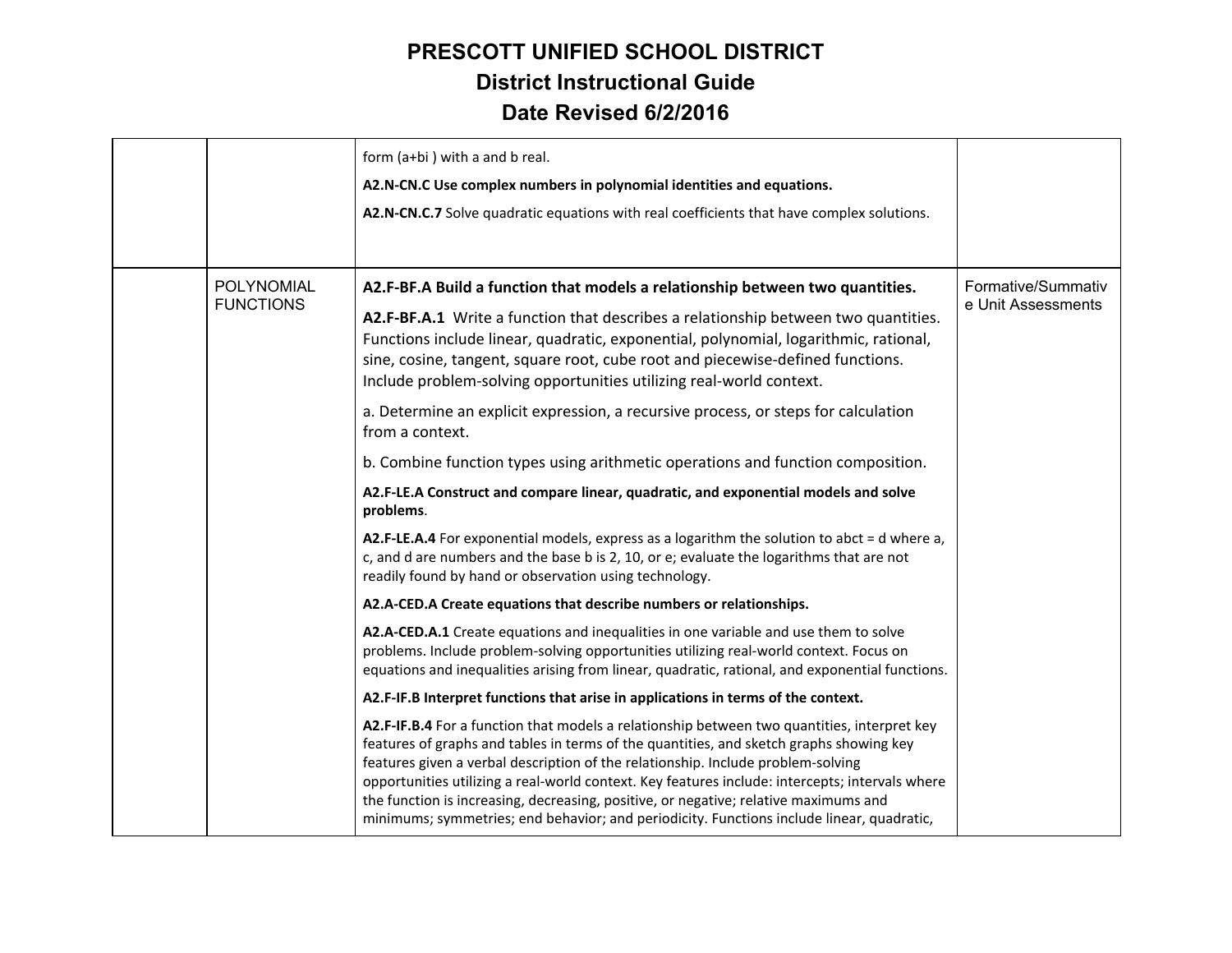| | | | |
|---|---|---|---|
| | | form (a+bi ) with a and b real.<br><br>**A2.N-CN.C Use complex numbers in polynomial identities and equations.**<br><br>**A2.N-CN.C.7** Solve quadratic equations with real coefficients that have complex solutions. | |
| | POLYNOMIAL FUNCTIONS | **A2.F-BF.A Build a function that models a relationship between two quantities.**<br><br>**A2.F-BF.A.1** Write a function that describes a relationship between two quantities. Functions include linear, quadratic, exponential, polynomial, logarithmic, rational, sine, cosine, tangent, square root, cube root and piecewise-defined functions. Include problem-solving opportunities utilizing real-world context.<br><br>a. Determine an explicit expression, a recursive process, or steps for calculation from a context.<br><br>b. Combine function types using arithmetic operations and function composition.<br><br>**A2.F-LE.A Construct and compare linear, quadratic, and exponential models and solve problems**.<br><br>**A2.F-LE.A.4** For exponential models, express as a logarithm the solution to abct = d where a, c, and d are numbers and the base b is 2, 10, or e; evaluate the logarithms that are not readily found by hand or observation using technology.<br><br>**A2.A-CED.A Create equations that describe numbers or relationships.**<br><br>**A2.A-CED.A.1** Create equations and inequalities in one variable and use them to solve problems. Include problem-solving opportunities utilizing real-world context. Focus on equations and inequalities arising from linear, quadratic, rational, and exponential functions.<br><br>**A2.F-IF.B Interpret functions that arise in applications in terms of the context.**<br><br>**A2.F-IF.B.4** For a function that models a relationship between two quantities, interpret key features of graphs and tables in terms of the quantities, and sketch graphs showing key features given a verbal description of the relationship. Include problem-solving opportunities utilizing a real-world context. Key features include: intercepts; intervals where the function is increasing, decreasing, positive, or negative; relative maximums and minimums; symmetries; end behavior; and periodicity. Functions include linear, quadratic, | Formative/Summative Unit Assessments |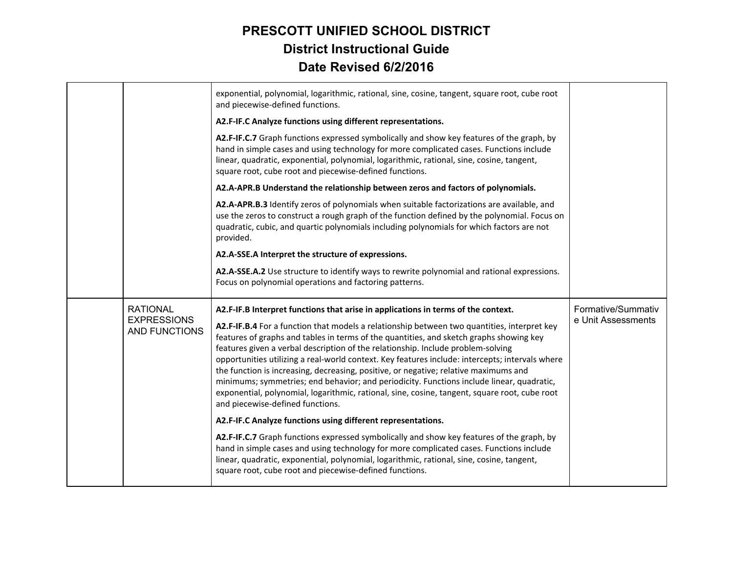# PRESCOTT UNIFIED SCHOOL DISTRICT
## District Instructional Guide
## Date Revised 6/2/2016

| | | | |
|---|---|---|---|
| | | exponential, polynomial, logarithmic, rational, sine, cosine, tangent, square root, cube root and piecewise-defined functions.<br><br>**A2.F-IF.C Analyze functions using different representations.**<br><br>**A2.F-IF.C.7** Graph functions expressed symbolically and show key features of the graph, by hand in simple cases and using technology for more complicated cases. Functions include linear, quadratic, exponential, polynomial, logarithmic, rational, sine, cosine, tangent, square root, cube root and piecewise-defined functions.<br><br>**A2.A-APR.B Understand the relationship between zeros and factors of polynomials.**<br><br>**A2.A-APR.B.3** Identify zeros of polynomials when suitable factorizations are available, and use the zeros to construct a rough graph of the function defined by the polynomial. Focus on quadratic, cubic, and quartic polynomials including polynomials for which factors are not provided.<br><br>**A2.A-SSE.A Interpret the structure of expressions.**<br><br>**A2.A-SSE.A.2** Use structure to identify ways to rewrite polynomial and rational expressions. Focus on polynomial operations and factoring patterns. | |
| | RATIONAL EXPRESSIONS AND FUNCTIONS | **A2.F-IF.B Interpret functions that arise in applications in terms of the context.**<br><br>**A2.F-IF.B.4** For a function that models a relationship between two quantities, interpret key features of graphs and tables in terms of the quantities, and sketch graphs showing key features given a verbal description of the relationship. Include problem-solving opportunities utilizing a real-world context. Key features include: intercepts; intervals where the function is increasing, decreasing, positive, or negative; relative maximums and minimums; symmetries; end behavior; and periodicity. Functions include linear, quadratic, exponential, polynomial, logarithmic, rational, sine, cosine, tangent, square root, cube root and piecewise-defined functions.<br><br>**A2.F-IF.C Analyze functions using different representations.**<br><br>**A2.F-IF.C.7** Graph functions expressed symbolically and show key features of the graph, by hand in simple cases and using technology for more complicated cases. Functions include linear, quadratic, exponential, polynomial, logarithmic, rational, sine, cosine, tangent, square root, cube root and piecewise-defined functions. | Formative/Summative Unit Assessments |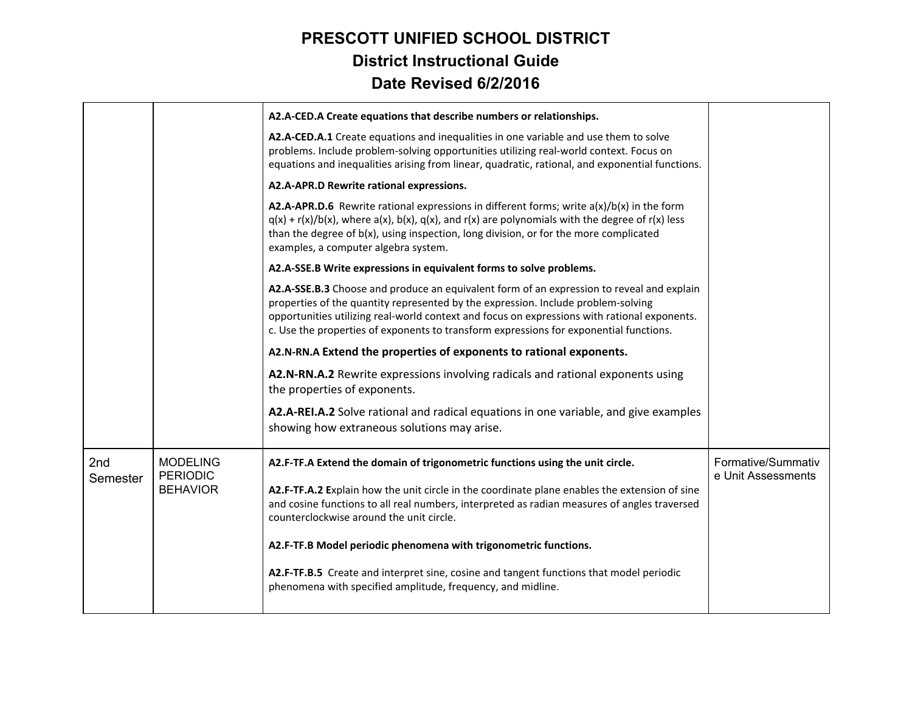# PRESCOTT UNIFIED SCHOOL DISTRICT
## District Instructional Guide
## Date Revised 6/2/2016

| | | | |
|---|---|---|---|
| | | **A2.A-CED.A Create equations that describe numbers or relationships.**<br><br>**A2.A-CED.A.1** Create equations and inequalities in one variable and use them to solve problems. Include problem-solving opportunities utilizing real-world context. Focus on equations and inequalities arising from linear, quadratic, rational, and exponential functions.<br><br>**A2.A-APR.D Rewrite rational expressions.**<br><br>**A2.A-APR.D.6** Rewrite rational expressions in different forms; write a(x)/b(x) in the form q(x) + r(x)/b(x), where a(x), b(x), q(x), and r(x) are polynomials with the degree of r(x) less than the degree of b(x), using inspection, long division, or for the more complicated examples, a computer algebra system.<br><br>**A2.A-SSE.B Write expressions in equivalent forms to solve problems.**<br><br>**A2.A-SSE.B.3** Choose and produce an equivalent form of an expression to reveal and explain properties of the quantity represented by the expression. Include problem-solving opportunities utilizing real-world context and focus on expressions with rational exponents. c. Use the properties of exponents to transform expressions for exponential functions.<br><br>**A2.N-RN.A Extend the properties of exponents to rational exponents.**<br><br>**A2.N-RN.A.2** Rewrite expressions involving radicals and rational exponents using the properties of exponents.<br><br>**A2.A-REI.A.2** Solve rational and radical equations in one variable, and give examples showing how extraneous solutions may arise. | |
| 2nd Semester | MODELING PERIODIC BEHAVIOR | **A2.F-TF.A Extend the domain of trigonometric functions using the unit circle.**<br><br>**A2.F-TF.A.2** Explain how the unit circle in the coordinate plane enables the extension of sine and cosine functions to all real numbers, interpreted as radian measures of angles traversed counterclockwise around the unit circle.<br><br>**A2.F-TF.B Model periodic phenomena with trigonometric functions.**<br><br>**A2.F-TF.B.5** Create and interpret sine, cosine and tangent functions that model periodic phenomena with specified amplitude, frequency, and midline. | Formative/Summative Unit Assessments |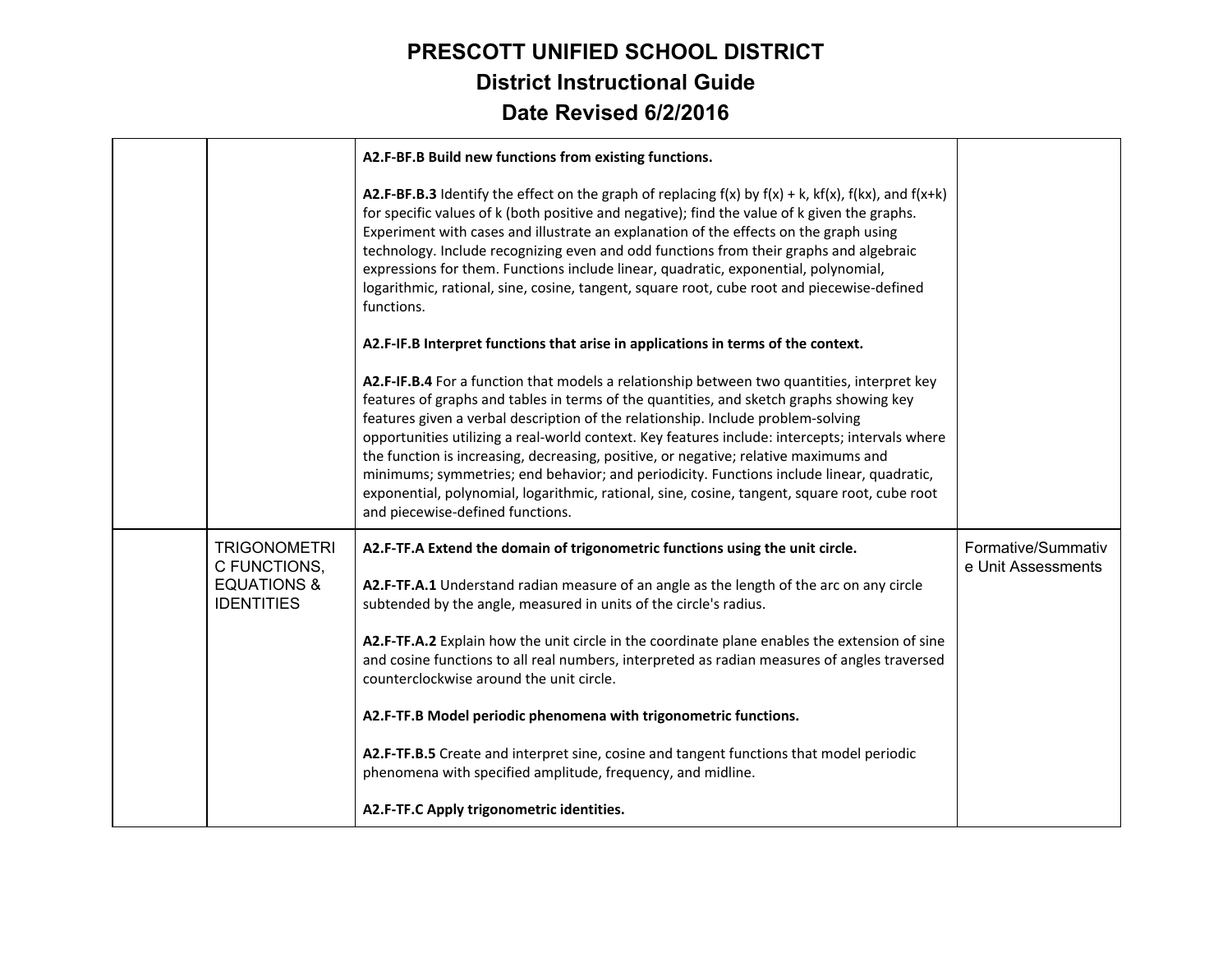# PRESCOTT UNIFIED SCHOOL DISTRICT

## District Instructional Guide

## Date Revised 6/2/2016

| | | | |
|---|---|---|---|
| | | **A2.F-BF.B Build new functions from existing functions.**<br><br>**A2.F-BF.B.3** Identify the effect on the graph of replacing f(x) by f(x) + k, kf(x), f(kx), and f(x+k) for specific values of k (both positive and negative); find the value of k given the graphs. Experiment with cases and illustrate an explanation of the effects on the graph using technology. Include recognizing even and odd functions from their graphs and algebraic expressions for them. Functions include linear, quadratic, exponential, polynomial, logarithmic, rational, sine, cosine, tangent, square root, cube root and piecewise-defined functions.<br><br>**A2.F-IF.B Interpret functions that arise in applications in terms of the context.**<br><br>**A2.F-IF.B.4** For a function that models a relationship between two quantities, interpret key features of graphs and tables in terms of the quantities, and sketch graphs showing key features given a verbal description of the relationship. Include problem-solving opportunities utilizing a real-world context. Key features include: intercepts; intervals where the function is increasing, decreasing, positive, or negative; relative maximums and minimums; symmetries; end behavior; and periodicity. Functions include linear, quadratic, exponential, polynomial, logarithmic, rational, sine, cosine, tangent, square root, cube root and piecewise-defined functions. | |
| | TRIGONOMETRIC FUNCTIONS, EQUATIONS & IDENTITIES | **A2.F-TF.A Extend the domain of trigonometric functions using the unit circle.**<br><br>**A2.F-TF.A.1** Understand radian measure of an angle as the length of the arc on any circle subtended by the angle, measured in units of the circle's radius.<br><br>**A2.F-TF.A.2** Explain how the unit circle in the coordinate plane enables the extension of sine and cosine functions to all real numbers, interpreted as radian measures of angles traversed counterclockwise around the unit circle.<br><br>**A2.F-TF.B Model periodic phenomena with trigonometric functions.**<br><br>**A2.F-TF.B.5** Create and interpret sine, cosine and tangent functions that model periodic phenomena with specified amplitude, frequency, and midline.<br><br>**A2.F-TF.C Apply trigonometric identities.** | Formative/Summative Unit Assessments |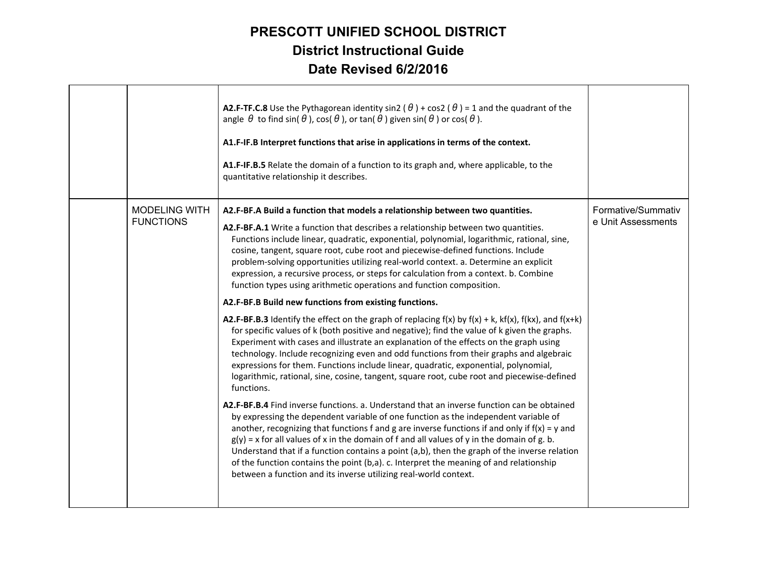# PRESCOTT UNIFIED SCHOOL DISTRICT
## District Instructional Guide
## Date Revised 6/2/2016

| | | | |
|---|---|---|---|
| | | **A2.F-TF.C.8** Use the Pythagorean identity $\sin^2(\theta) + \cos^2(\theta) = 1$ and the quadrant of the angle $\theta$ to find $\sin(\theta)$, $\cos(\theta)$, or $\tan(\theta)$ given $\sin(\theta)$ or $\cos(\theta)$.<br><br>**A1.F-IF.B Interpret functions that arise in applications in terms of the context.**<br><br>**A1.F-IF.B.5** Relate the domain of a function to its graph and, where applicable, to the quantitative relationship it describes. | |
| | MODELING WITH FUNCTIONS | **A2.F-BF.A Build a function that models a relationship between two quantities.**<br><br>**A2.F-BF.A.1** Write a function that describes a relationship between two quantities. Functions include linear, quadratic, exponential, polynomial, logarithmic, rational, sine, cosine, tangent, square root, cube root and piecewise-defined functions. Include problem-solving opportunities utilizing real-world context. a. Determine an explicit expression, a recursive process, or steps for calculation from a context. b. Combine function types using arithmetic operations and function composition.<br><br>**A2.F-BF.B Build new functions from existing functions.**<br><br>**A2.F-BF.B.3** Identify the effect on the graph of replacing $f(x)$ by $f(x) + k$, $kf(x)$, $f(kx)$, and $f(x+k)$ for specific values of k (both positive and negative); find the value of k given the graphs. Experiment with cases and illustrate an explanation of the effects on the graph using technology. Include recognizing even and odd functions from their graphs and algebraic expressions for them. Functions include linear, quadratic, exponential, polynomial, logarithmic, rational, sine, cosine, tangent, square root, cube root and piecewise-defined functions.<br><br>**A2.F-BF.B.4** Find inverse functions. a. Understand that an inverse function can be obtained by expressing the dependent variable of one function as the independent variable of another, recognizing that functions f and g are inverse functions if and only if $f(x) = y$ and $g(y) = x$ for all values of x in the domain of f and all values of y in the domain of g. b. Understand that if a function contains a point (a,b), then the graph of the inverse relation of the function contains the point (b,a). c. Interpret the meaning of and relationship between a function and its inverse utilizing real-world context. | Formative/Summative Unit Assessments |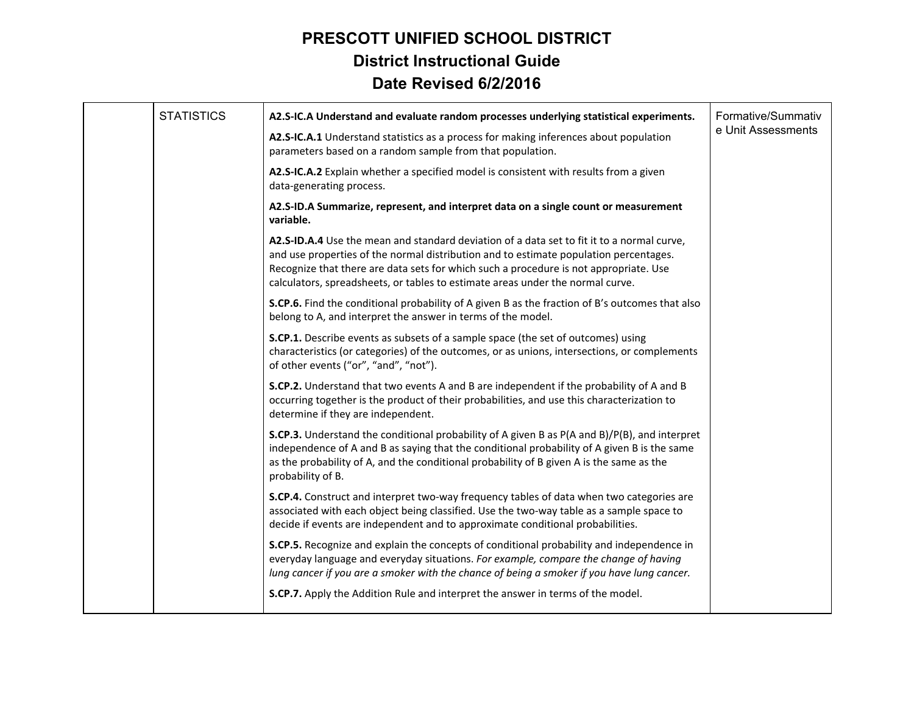# PRESCOTT UNIFIED SCHOOL DISTRICT

## District Instructional Guide

## Date Revised 6/2/2016

| | | | |
|---|---|---|---|
| | STATISTICS | **A2.S-IC.A Understand and evaluate random processes underlying statistical experiments.**<br><br>**A2.S-IC.A.1** Understand statistics as a process for making inferences about population parameters based on a random sample from that population.<br><br>**A2.S-IC.A.2** Explain whether a specified model is consistent with results from a given data-generating process.<br><br>**A2.S-ID.A Summarize, represent, and interpret data on a single count or measurement variable.**<br><br>**A2.S-ID.A.4** Use the mean and standard deviation of a data set to fit it to a normal curve, and use properties of the normal distribution and to estimate population percentages. Recognize that there are data sets for which such a procedure is not appropriate. Use calculators, spreadsheets, or tables to estimate areas under the normal curve.<br><br>**S.CP.6.** Find the conditional probability of A given B as the fraction of B's outcomes that also belong to A, and interpret the answer in terms of the model.<br><br>**S.CP.1.** Describe events as subsets of a sample space (the set of outcomes) using characteristics (or categories) of the outcomes, or as unions, intersections, or complements of other events ("or", "and", "not").<br><br>**S.CP.2.** Understand that two events A and B are independent if the probability of A and B occurring together is the product of their probabilities, and use this characterization to determine if they are independent.<br><br>**S.CP.3.** Understand the conditional probability of A given B as P(A and B)/P(B), and interpret independence of A and B as saying that the conditional probability of A given B is the same as the probability of A, and the conditional probability of B given A is the same as the probability of B.<br><br>**S.CP.4.** Construct and interpret two-way frequency tables of data when two categories are associated with each object being classified. Use the two-way table as a sample space to decide if events are independent and to approximate conditional probabilities.<br><br>**S.CP.5.** Recognize and explain the concepts of conditional probability and independence in everyday language and everyday situations. *For example, compare the change of having lung cancer if you are a smoker with the chance of being a smoker if you have lung cancer.*<br><br>**S.CP.7.** Apply the Addition Rule and interpret the answer in terms of the model. | Formative/Summative Unit Assessments |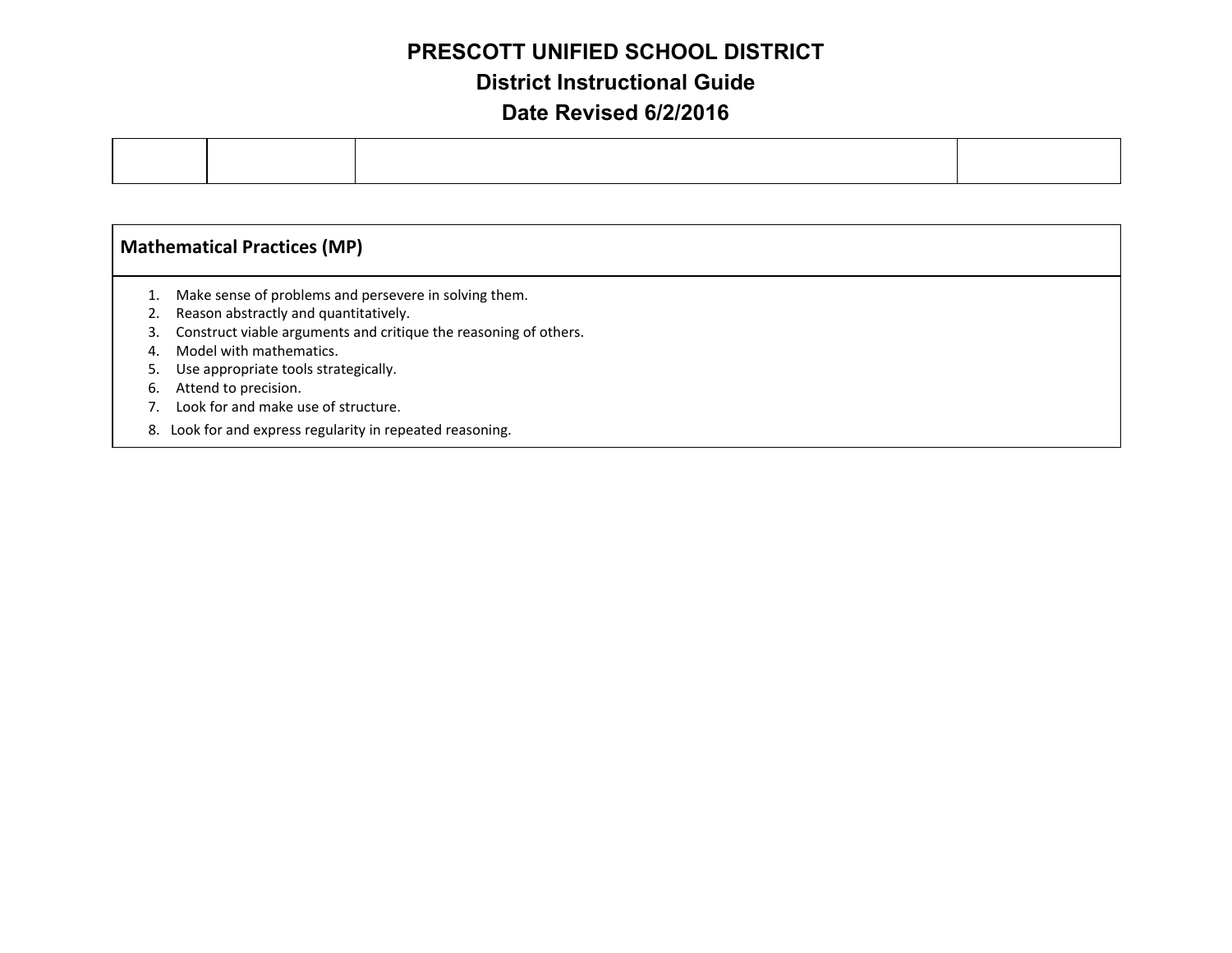# PRESCOTT UNIFIED SCHOOL DISTRICT

## District Instructional Guide

## Date Revised 6/2/2016

| | | | |
|---|---|---|---|
| | | | |

| Mathematical Practices (MP) |
|---|
| 1. Make sense of problems and persevere in solving them.<br>2. Reason abstractly and quantitatively.<br>3. Construct viable arguments and critique the reasoning of others.<br>4. Model with mathematics.<br>5. Use appropriate tools strategically.<br>6. Attend to precision.<br>7. Look for and make use of structure.<br>8. Look for and express regularity in repeated reasoning. |